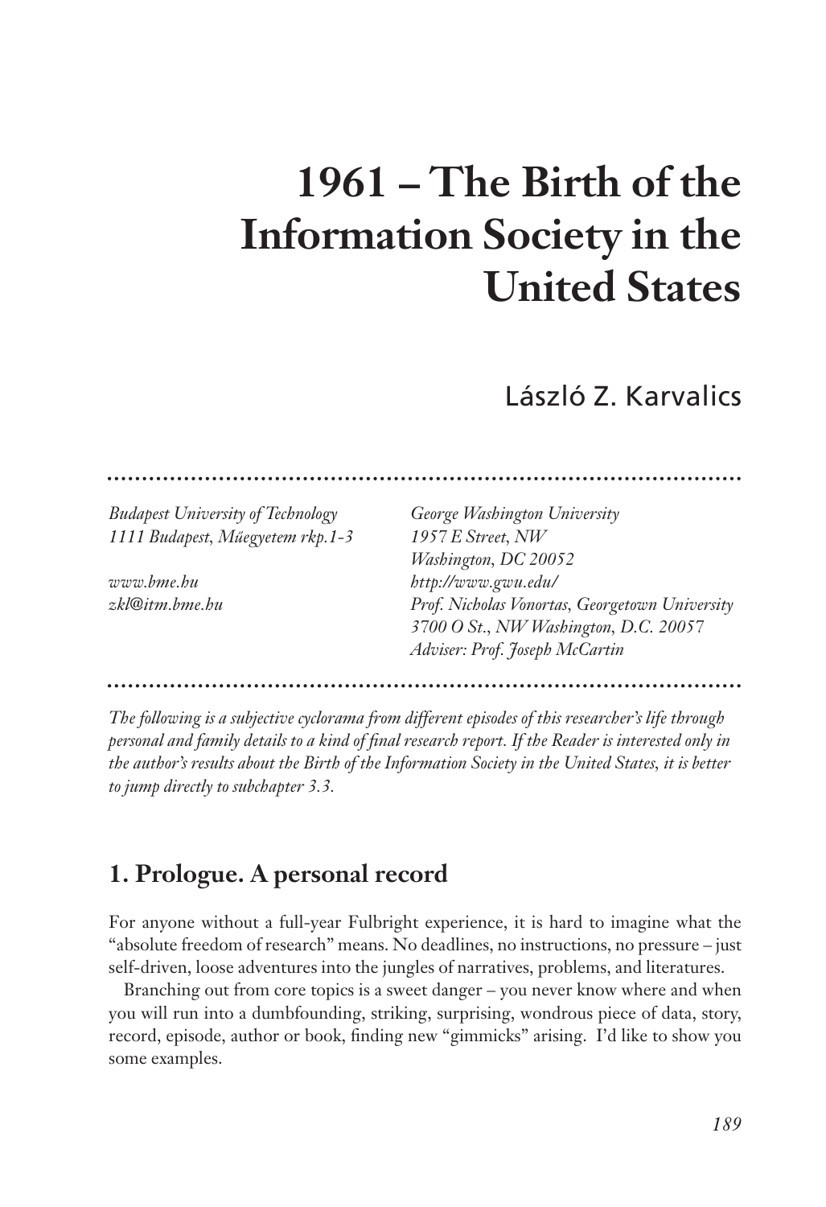# 1961 – The Birth of the Information Society in the United States

László Z. Karvalics

*Budapest University of Technology*
*1111 Budapest, Műegyetem rkp.1-3*

*www.bme.hu*
*zkl@itm.bme.hu*

*George Washington University*
*1957 E Street, NW*
*Washington, DC 20052*
*http://www.gwu.edu/*
*Prof. Nicholas Vonortas, Georgetown University*
*3700 O St., NW Washington, D.C. 20057*
*Adviser: Prof. Joseph McCartin*

*The following is a subjective cyclorama from different episodes of this researcher's life through personal and family details to a kind of final research report. If the Reader is interested only in the author's results about the Birth of the Information Society in the United States, it is better to jump directly to subchapter 3.3.*

## 1. Prologue. A personal record

For anyone without a full-year Fulbright experience, it is hard to imagine what the "absolute freedom of research" means. No deadlines, no instructions, no pressure – just self-driven, loose adventures into the jungles of narratives, problems, and literatures.

Branching out from core topics is a sweet danger – you never know where and when you will run into a dumbfounding, striking, surprising, wondrous piece of data, story, record, episode, author or book, finding new "gimmicks" arising. I'd like to show you some examples.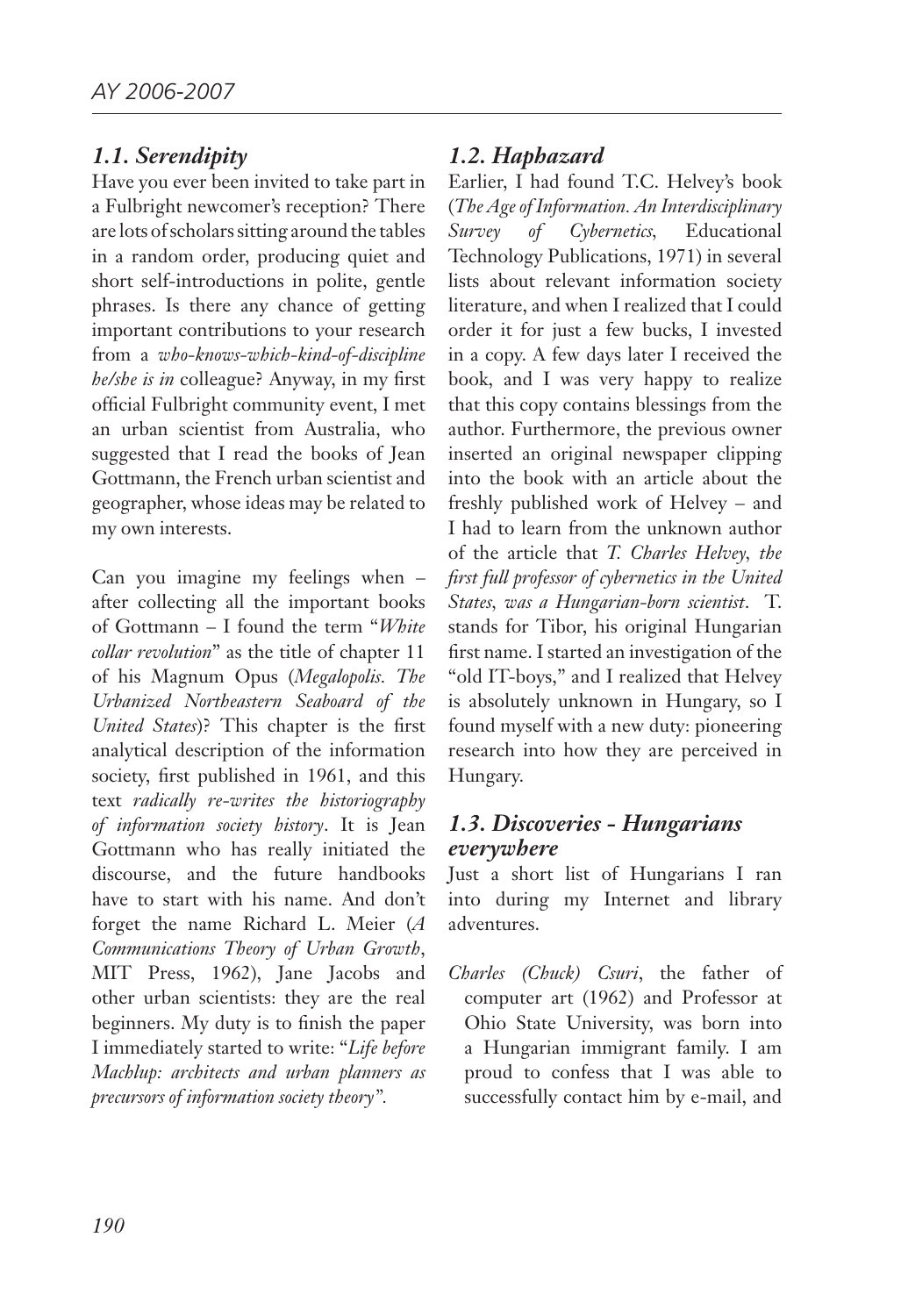### *1.1. Serendipity*

Have you ever been invited to take part in a Fulbright newcomer's reception? There are lots of scholars sitting around the tables in a random order, producing quiet and short self-introductions in polite, gentle phrases. Is there any chance of getting important contributions to your research from a *who-knows-which-kind-of-discipline he/she is in* colleague? Anyway, in my first official Fulbright community event, I met an urban scientist from Australia, who suggested that I read the books of Jean Gottmann, the French urban scientist and geographer, whose ideas may be related to my own interests.

Can you imagine my feelings when – after collecting all the important books of Gottmann – I found the term "*White collar revolution*" as the title of chapter 11 of his Magnum Opus (*Megalopolis. The Urbanized Northeastern Seaboard of the United States*)? This chapter is the first analytical description of the information society, first published in 1961, and this text *radically re-writes the historiography of information society history*. It is Jean Gottmann who has really initiated the discourse, and the future handbooks have to start with his name. And don't forget the name Richard L. Meier (*A Communications Theory of Urban Growth*, MIT Press, 1962), Jane Jacobs and other urban scientists: they are the real beginners. My duty is to finish the paper I immediately started to write: "*Life before Machlup: architects and urban planners as precursors of information society theory*".

### *1.2. Haphazard*

Earlier, I had found T.C. Helvey's book (*The Age of Information. An Interdisciplinary Survey of Cybernetics*, Educational Technology Publications, 1971) in several lists about relevant information society literature, and when I realized that I could order it for just a few bucks, I invested in a copy. A few days later I received the book, and I was very happy to realize that this copy contains blessings from the author. Furthermore, the previous owner inserted an original newspaper clipping into the book with an article about the freshly published work of Helvey – and I had to learn from the unknown author of the article that *T. Charles Helvey, the first full professor of cybernetics in the United States, was a Hungarian-born scientist*. T. stands for Tibor, his original Hungarian first name. I started an investigation of the "old IT-boys," and I realized that Helvey is absolutely unknown in Hungary, so I found myself with a new duty: pioneering research into how they are perceived in Hungary.

### *1.3. Discoveries - Hungarians everywhere*

Just a short list of Hungarians I ran into during my Internet and library adventures.

*Charles (Chuck) Csuri*, the father of computer art (1962) and Professor at Ohio State University, was born into a Hungarian immigrant family. I am proud to confess that I was able to successfully contact him by e-mail, and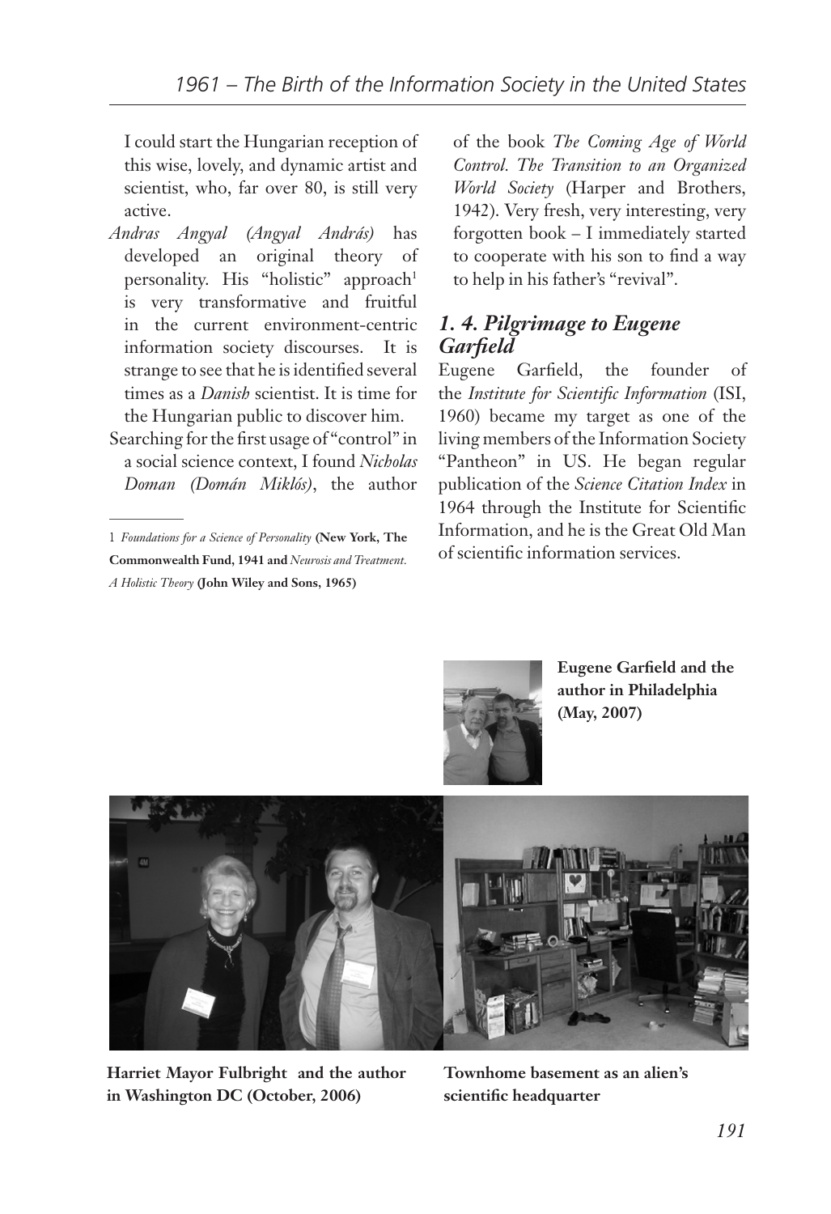I could start the Hungarian reception of this wise, lovely, and dynamic artist and scientist, who, far over 80, is still very active.

*Andras Angyal (Angyal András)* has developed an original theory of personality. His "holistic" approach[1] is very transformative and fruitful in the current environment-centric information society discourses. It is strange to see that he is identified several times as a *Danish* scientist. It is time for the Hungarian public to discover him.

Searching for the first usage of "control" in a social science context, I found *Nicholas Doman (Domán Miklós)*, the author of the book *The Coming Age of World Control. The Transition to an Organized World Society* (Harper and Brothers, 1942). Very fresh, very interesting, very forgotten book – I immediately started to cooperate with his son to find a way to help in his father's "revival".

### *1. 4. Pilgrimage to Eugene Garfield*

Eugene Garfield, the founder of the *Institute for Scientific Information* (ISI, 1960) became my target as one of the living members of the Information Society "Pantheon" in US. He began regular publication of the *Science Citation Index* in 1964 through the Institute for Scientific Information, and he is the Great Old Man of scientific information services.

**Eugene Garfield and the author in Philadelphia (May, 2007)**

**Harriet Mayor Fulbright and the author in Washington DC (October, 2006)**

**Townhome basement as an alien's scientific headquarter**

---

[1] *Foundations for a Science of Personality* **(New York, The Commonwealth Fund, 1941 and** *Neurosis and Treatment. A Holistic Theory* **(John Wiley and Sons, 1965)**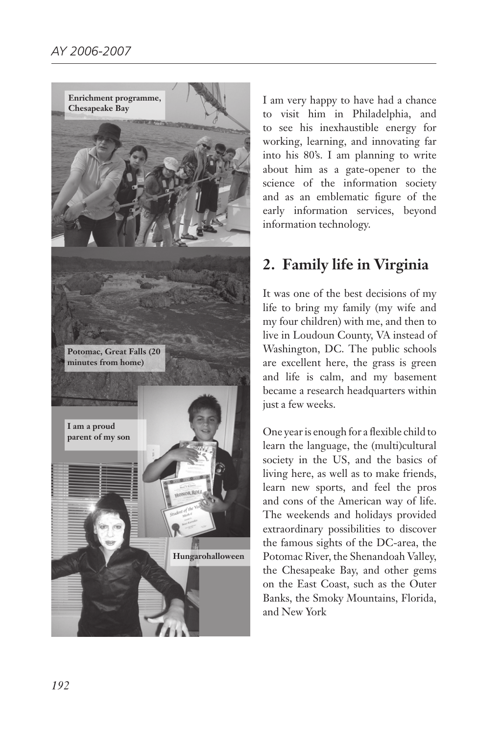Enrichment programme, Chesapeake Bay

Potomac, Great Falls (20 minutes from home)

I am a proud parent of my son

Hungarohalloween

I am very happy to have had a chance to visit him in Philadelphia, and to see his inexhaustible energy for working, learning, and innovating far into his 80's. I am planning to write about him as a gate-opener to the science of the information society and as an emblematic figure of the early information services, beyond information technology.

## 2. Family life in Virginia

It was one of the best decisions of my life to bring my family (my wife and my four children) with me, and then to live in Loudoun County, VA instead of Washington, DC. The public schools are excellent here, the grass is green and life is calm, and my basement became a research headquarters within just a few weeks.

One year is enough for a flexible child to learn the language, the (multi)cultural society in the US, and the basics of living here, as well as to make friends, learn new sports, and feel the pros and cons of the American way of life. The weekends and holidays provided extraordinary possibilities to discover the famous sights of the DC-area, the Potomac River, the Shenandoah Valley, the Chesapeake Bay, and other gems on the East Coast, such as the Outer Banks, the Smoky Mountains, Florida, and New York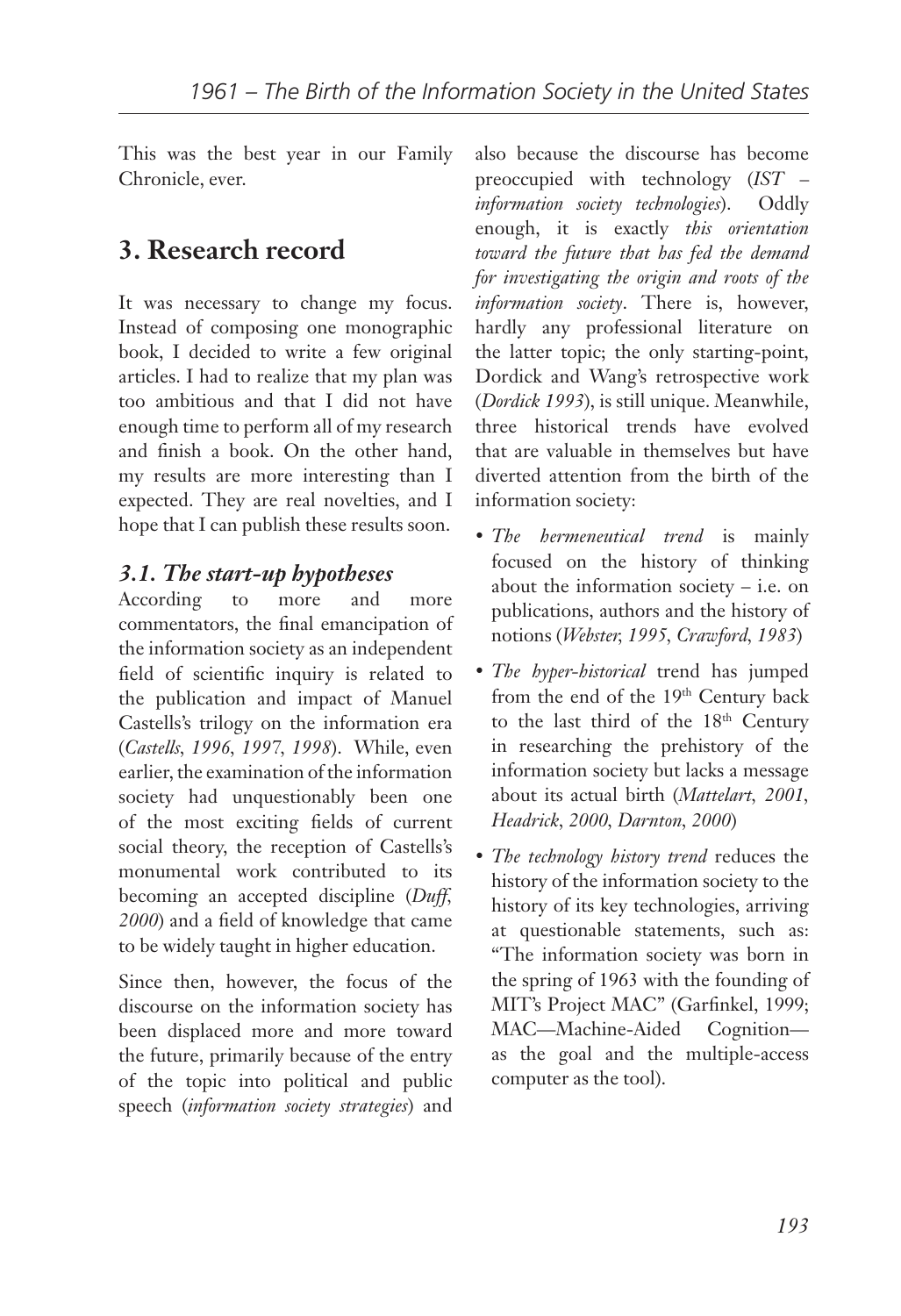This was the best year in our Family Chronicle, ever.

## 3. Research record

It was necessary to change my focus. Instead of composing one monographic book, I decided to write a few original articles. I had to realize that my plan was too ambitious and that I did not have enough time to perform all of my research and finish a book. On the other hand, my results are more interesting than I expected. They are real novelties, and I hope that I can publish these results soon.

### *3.1. The start-up hypotheses*

According to more and more commentators, the final emancipation of the information society as an independent field of scientific inquiry is related to the publication and impact of Manuel Castells's trilogy on the information era (*Castells, 1996, 1997, 1998*). While, even earlier, the examination of the information society had unquestionably been one of the most exciting fields of current social theory, the reception of Castells's monumental work contributed to its becoming an accepted discipline (*Duff, 2000*) and a field of knowledge that came to be widely taught in higher education.

Since then, however, the focus of the discourse on the information society has been displaced more and more toward the future, primarily because of the entry of the topic into political and public speech (*information society strategies*) and also because the discourse has become preoccupied with technology (*IST – information society technologies*). Oddly enough, it is exactly *this orientation toward the future that has fed the demand for investigating the origin and roots of the information society*. There is, however, hardly any professional literature on the latter topic; the only starting-point, Dordick and Wang's retrospective work (*Dordick 1993*), is still unique. Meanwhile, three historical trends have evolved that are valuable in themselves but have diverted attention from the birth of the information society:

- *The hermeneutical trend* is mainly focused on the history of thinking about the information society – i.e. on publications, authors and the history of notions (*Webster, 1995, Crawford, 1983*)
- *The hyper-historical* trend has jumped from the end of the 19th Century back to the last third of the 18th Century in researching the prehistory of the information society but lacks a message about its actual birth (*Mattelart, 2001, Headrick, 2000, Darnton, 2000*)
- *The technology history trend* reduces the history of the information society to the history of its key technologies, arriving at questionable statements, such as: "The information society was born in the spring of 1963 with the founding of MIT's Project MAC" (Garfinkel, 1999; MAC—Machine-Aided Cognition—as the goal and the multiple-access computer as the tool).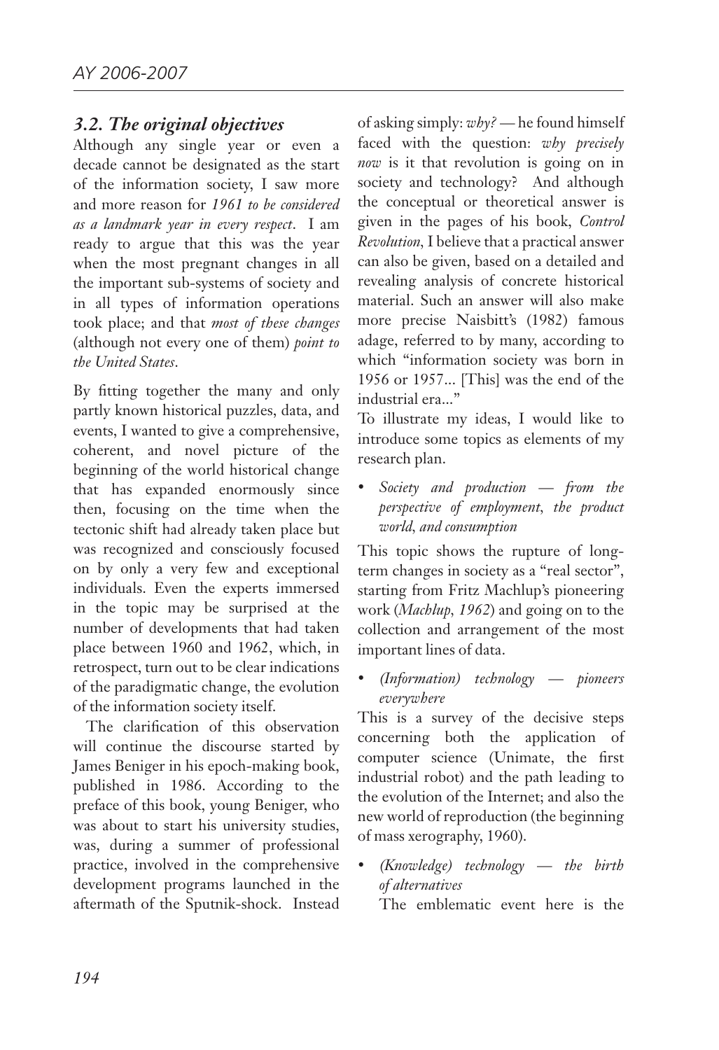### *3.2. The original objectives*

Although any single year or even a decade cannot be designated as the start of the information society, I saw more and more reason for *1961 to be considered as a landmark year in every respect*. I am ready to argue that this was the year when the most pregnant changes in all the important sub-systems of society and in all types of information operations took place; and that *most of these changes* (although not every one of them) *point to the United States*.

By fitting together the many and only partly known historical puzzles, data, and events, I wanted to give a comprehensive, coherent, and novel picture of the beginning of the world historical change that has expanded enormously since then, focusing on the time when the tectonic shift had already taken place but was recognized and consciously focused on by only a very few and exceptional individuals. Even the experts immersed in the topic may be surprised at the number of developments that had taken place between 1960 and 1962, which, in retrospect, turn out to be clear indications of the paradigmatic change, the evolution of the information society itself.

The clarification of this observation will continue the discourse started by James Beniger in his epoch-making book, published in 1986. According to the preface of this book, young Beniger, who was about to start his university studies, was, during a summer of professional practice, involved in the comprehensive development programs launched in the aftermath of the Sputnik-shock. Instead of asking simply: *why?* — he found himself faced with the question: *why precisely now* is it that revolution is going on in society and technology? And although the conceptual or theoretical answer is given in the pages of his book, *Control Revolution*, I believe that a practical answer can also be given, based on a detailed and revealing analysis of concrete historical material. Such an answer will also make more precise Naisbitt's (1982) famous adage, referred to by many, according to which "information society was born in 1956 or 1957... [This] was the end of the industrial era..."

To illustrate my ideas, I would like to introduce some topics as elements of my research plan.

- *Society and production — from the perspective of employment, the product world, and consumption*

This topic shows the rupture of long-term changes in society as a "real sector", starting from Fritz Machlup's pioneering work (*Machlup, 1962*) and going on to the collection and arrangement of the most important lines of data.

- *(Information) technology — pioneers everywhere*

This is a survey of the decisive steps concerning both the application of computer science (Unimate, the first industrial robot) and the path leading to the evolution of the Internet; and also the new world of reproduction (the beginning of mass xerography, 1960).

- *(Knowledge) technology — the birth of alternatives*

  The emblematic event here is the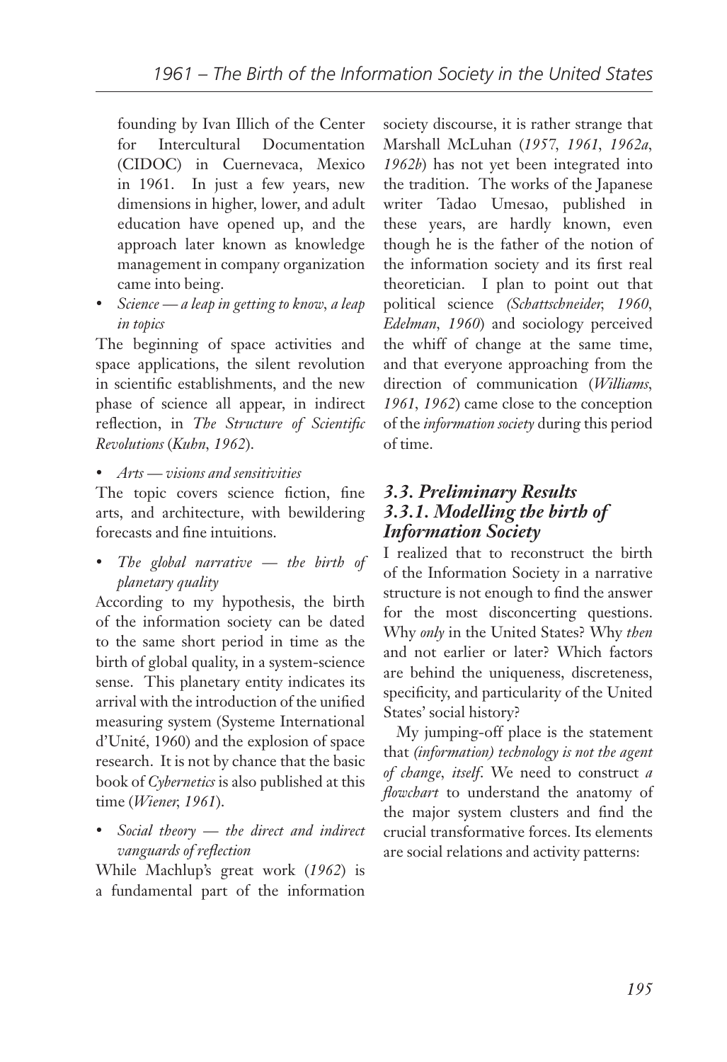founding by Ivan Illich of the Center for Intercultural Documentation (CIDOC) in Cuernevaca, Mexico in 1961. In just a few years, new dimensions in higher, lower, and adult education have opened up, and the approach later known as knowledge management in company organization came into being.

- *Science — a leap in getting to know, a leap in topics*

The beginning of space activities and space applications, the silent revolution in scientific establishments, and the new phase of science all appear, in indirect reflection, in *The Structure of Scientific Revolutions* (*Kuhn, 1962*).

- *Arts — visions and sensitivities*

The topic covers science fiction, fine arts, and architecture, with bewildering forecasts and fine intuitions.

- *The global narrative — the birth of planetary quality*

According to my hypothesis, the birth of the information society can be dated to the same short period in time as the birth of global quality, in a system-science sense. This planetary entity indicates its arrival with the introduction of the unified measuring system (Systeme International d'Unité, 1960) and the explosion of space research. It is not by chance that the basic book of *Cybernetics* is also published at this time (*Wiener, 1961*).

- *Social theory — the direct and indirect vanguards of reflection*

While Machlup's great work (*1962*) is a fundamental part of the information society discourse, it is rather strange that Marshall McLuhan (*1957, 1961, 1962a, 1962b*) has not yet been integrated into the tradition. The works of the Japanese writer Tadao Umesao, published in these years, are hardly known, even though he is the father of the notion of the information society and its first real theoretician. I plan to point out that political science *(Schattschneider, 1960, Edelman, 1960*) and sociology perceived the whiff of change at the same time, and that everyone approaching from the direction of communication (*Williams, 1961, 1962*) came close to the conception of the *information society* during this period of time.

## 3.3. Preliminary Results

### 3.3.1. Modelling the birth of Information Society

I realized that to reconstruct the birth of the Information Society in a narrative structure is not enough to find the answer for the most disconcerting questions. Why *only* in the United States? Why *then* and not earlier or later? Which factors are behind the uniqueness, discreteness, specificity, and particularity of the United States' social history?

My jumping-off place is the statement that *(information) technology is not the agent of change, itself*. We need to construct *a flowchart* to understand the anatomy of the major system clusters and find the crucial transformative forces. Its elements are social relations and activity patterns: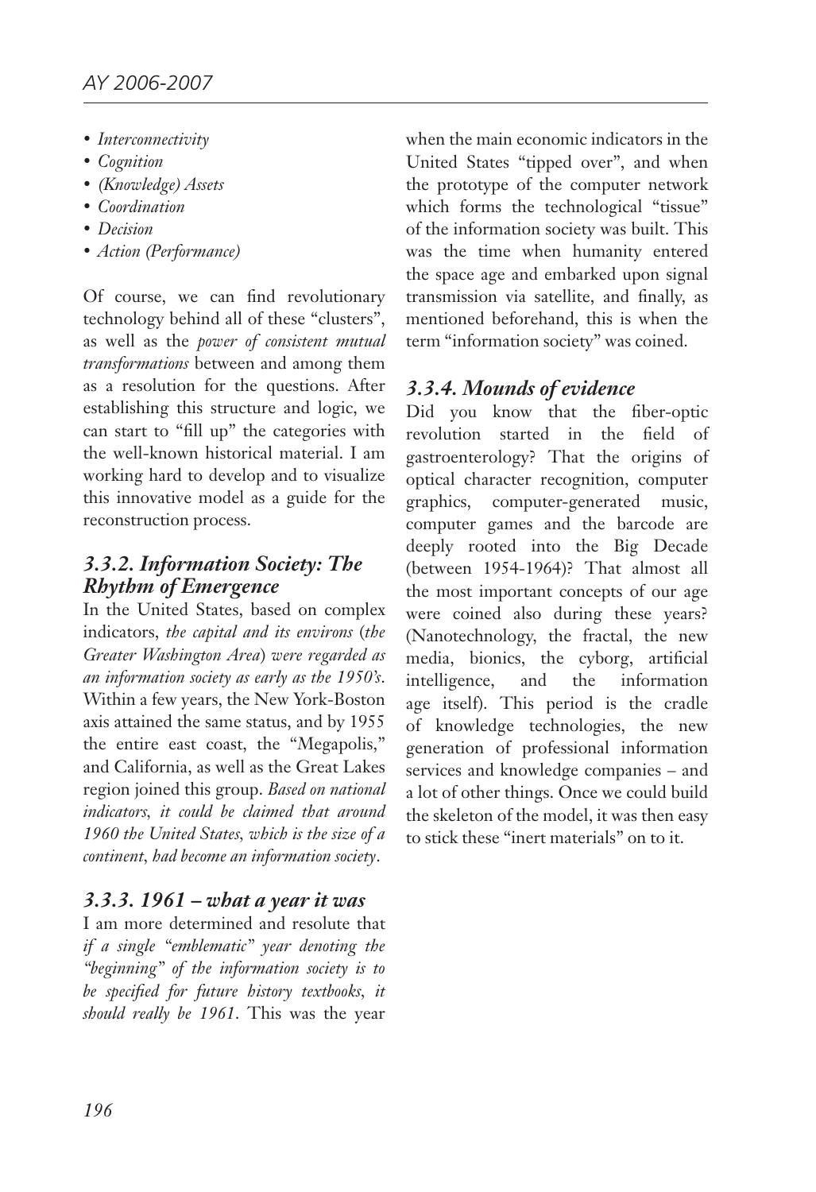- *Interconnectivity*
- *Cognition*
- *(Knowledge) Assets*
- *Coordination*
- *Decision*
- *Action (Performance)*

Of course, we can find revolutionary technology behind all of these "clusters", as well as the *power of consistent mutual transformations* between and among them as a resolution for the questions. After establishing this structure and logic, we can start to "fill up" the categories with the well-known historical material. I am working hard to develop and to visualize this innovative model as a guide for the reconstruction process.

### *3.3.2. Information Society: The Rhythm of Emergence*

In the United States, based on complex indicators, *the capital and its environs* (*the Greater Washington Area*) *were regarded as an information society as early as the 1950's*. Within a few years, the New York-Boston axis attained the same status, and by 1955 the entire east coast, the "Megapolis," and California, as well as the Great Lakes region joined this group. *Based on national indicators, it could be claimed that around 1960 the United States, which is the size of a continent, had become an information society*.

### *3.3.3. 1961 – what a year it was*

I am more determined and resolute that *if a single "emblematic" year denoting the "beginning" of the information society is to be specified for future history textbooks, it should really be 1961*. This was the year when the main economic indicators in the United States "tipped over", and when the prototype of the computer network which forms the technological "tissue" of the information society was built. This was the time when humanity entered the space age and embarked upon signal transmission via satellite, and finally, as mentioned beforehand, this is when the term "information society" was coined.

### *3.3.4. Mounds of evidence*

Did you know that the fiber-optic revolution started in the field of gastroenterology? That the origins of optical character recognition, computer graphics, computer-generated music, computer games and the barcode are deeply rooted into the Big Decade (between 1954-1964)? That almost all the most important concepts of our age were coined also during these years? (Nanotechnology, the fractal, the new media, bionics, the cyborg, artificial intelligence, and the information age itself). This period is the cradle of knowledge technologies, the new generation of professional information services and knowledge companies – and a lot of other things. Once we could build the skeleton of the model, it was then easy to stick these "inert materials" on to it.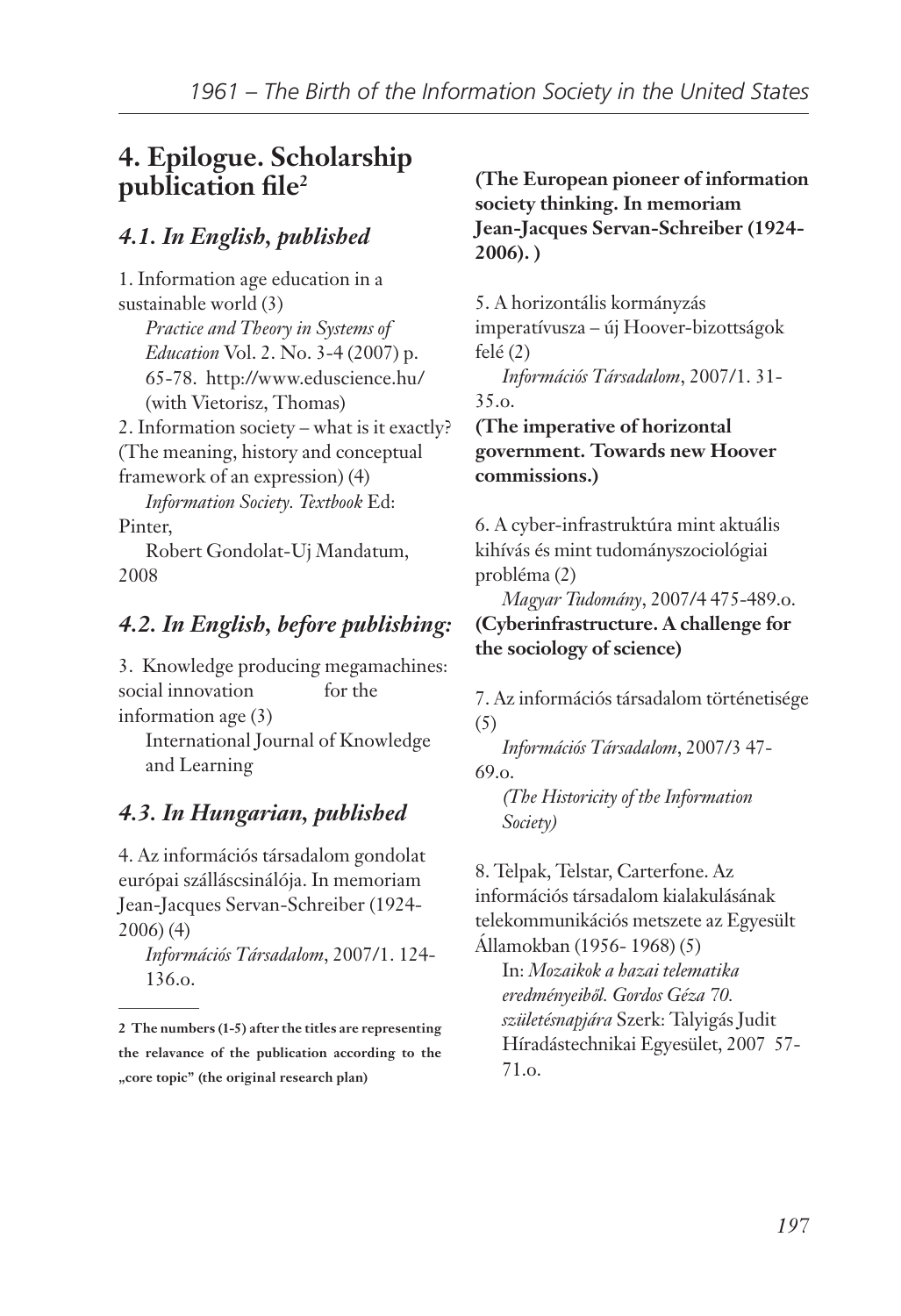## 4. Epilogue. Scholarship publication file[2]

### 4.1. In English, published

1. Information age education in a sustainable world (3)
   *Practice and Theory in Systems of Education* Vol. 2. No. 3-4 (2007) p. 65-78. http://www.eduscience.hu/ (with Vietorisz, Thomas)
2. Information society – what is it exactly? (The meaning, history and conceptual framework of an expression) (4)
   *Information Society. Textbook* Ed: Pinter,
   Robert Gondolat-Uj Mandatum, 2008

### 4.2. In English, before publishing:

3. Knowledge producing megamachines: social innovation for the information age (3)
   International Journal of Knowledge and Learning

### 4.3. In Hungarian, published

4. Az információs társadalom gondolat európai szálláscsinálója. In memoriam Jean-Jacques Servan-Schreiber (1924-2006) (4)
   *Információs Társadalom*, 2007/1. 124-136.o.
   **(The European pioneer of information society thinking. In memoriam Jean-Jacques Servan-Schreiber (1924-2006). )**

5. A horizontális kormányzás imperatívusza – új Hoover-bizottságok felé (2)
   *Információs Társadalom*, 2007/1. 31-35.o.
   **(The imperative of horizontal government. Towards new Hoover commissions.)**

6. A cyber-infrastruktúra mint aktuális kihívás és mint tudományszociológiai probléma (2)
   *Magyar Tudomány*, 2007/4 475-489.o.
   **(Cyberinfrastructure. A challenge for the sociology of science)**

7. Az információs társadalom történetisége (5)
   *Információs Társadalom*, 2007/3 47-69.o.
   *(The Historicity of the Information Society)*

8. Telpak, Telstar, Carterfone. Az információs társadalom kialakulásának telekommunikációs metszete az Egyesült Államokban (1956- 1968) (5)
   In: *Mozaikok a hazai telematika eredményeiből. Gordos Géza 70. születésnapjára* Szerk: Talyigás Judit Híradástechnikai Egyesület, 2007 57-71.o.

---

**2 The numbers (1-5) after the titles are representing the relavance of the publication according to the „core topic" (the original research plan)**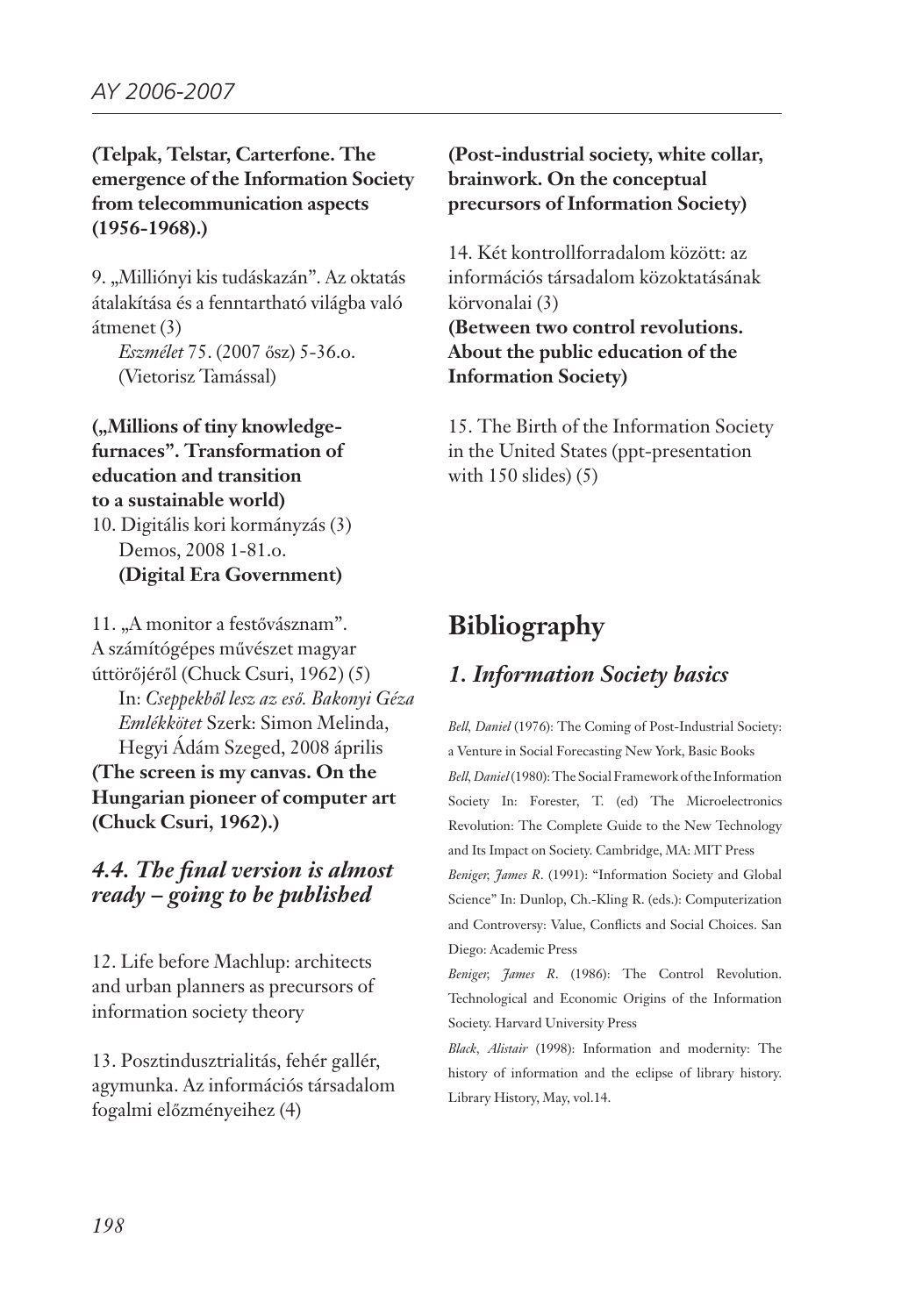**(Telpak, Telstar, Carterfone. The emergence of the Information Society from telecommunication aspects (1956-1968).)**

9. „Milliónyi kis tudáskazán". Az oktatás átalakítása és a fenntartható világba való átmenet (3)
   *Eszmélet* 75. (2007 ősz) 5-36.o. (Vietorisz Tamással)

**(„Millions of tiny knowledge-furnaces". Transformation of education and transition to a sustainable world)**

10. Digitális kori kormányzás (3)
   Demos, 2008 1-81.o.
   **(Digital Era Government)**

11. „A monitor a festővásznam". A számítógépes művészet magyar úttörőjéről (Chuck Csuri, 1962) (5)
   In: *Cseppekből lesz az eső. Bakonyi Géza Emlékkötet* Szerk: Simon Melinda, Hegyi Ádám Szeged, 2008 április
   **(The screen is my canvas. On the Hungarian pioneer of computer art (Chuck Csuri, 1962).)**

### *4.4. The final version is almost ready – going to be published*

12. Life before Machlup: architects and urban planners as precursors of information society theory

13. Posztindusztrialitás, fehér gallér, agymunka. Az információs társadalom fogalmi előzményeihez (4)
   **(Post-industrial society, white collar, brainwork. On the conceptual precursors of Information Society)**

14. Két kontrollforradalom között: az információs társadalom közoktatásának körvonalai (3)
   **(Between two control revolutions. About the public education of the Information Society)**

15. The Birth of the Information Society in the United States (ppt-presentation with 150 slides) (5)

## Bibliography

### *1. Information Society basics*

*Bell, Daniel* (1976): The Coming of Post-Industrial Society: a Venture in Social Forecasting New York, Basic Books

*Bell, Daniel* (1980): The Social Framework of the Information Society In: Forester, T. (ed) The Microelectronics Revolution: The Complete Guide to the New Technology and Its Impact on Society. Cambridge, MA: MIT Press

*Beniger, James R.* (1991): "Information Society and Global Science" In: Dunlop, Ch.-Kling R. (eds.): Computerization and Controversy: Value, Conflicts and Social Choices. San Diego: Academic Press

*Beniger, James R.* (1986): The Control Revolution. Technological and Economic Origins of the Information Society. Harvard University Press

*Black, Alistair* (1998): Information and modernity: The history of information and the eclipse of library history. Library History, May, vol.14.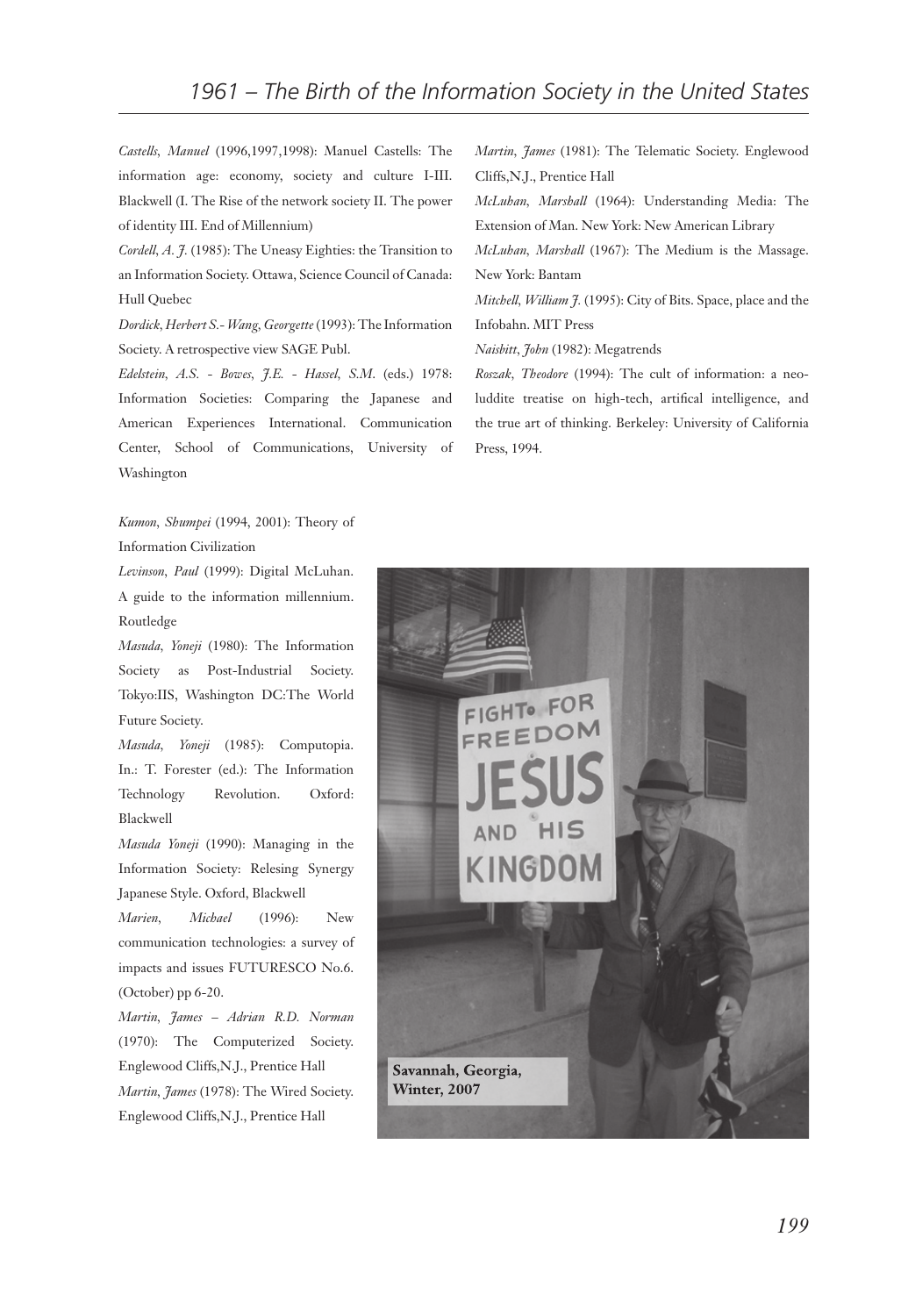*Castells, Manuel* (1996,1997,1998): Manuel Castells: The information age: economy, society and culture I-III. Blackwell (I. The Rise of the network society II. The power of identity III. End of Millennium)

*Cordell, A. J.* (1985): The Uneasy Eighties: the Transition to an Information Society. Ottawa, Science Council of Canada: Hull Quebec

*Dordick, Herbert S.- Wang, Georgette* (1993): The Information Society. A retrospective view SAGE Publ.

*Edelstein, A.S. - Bowes, J.E. - Hassel, S.M.* (eds.) 1978: Information Societies: Comparing the Japanese and American Experiences International. Communication Center, School of Communications, University of Washington

*Kumon, Shumpei* (1994, 2001): Theory of Information Civilization

*Levinson, Paul* (1999): Digital McLuhan. A guide to the information millennium. Routledge

*Masuda, Yoneji* (1980): The Information Society as Post-Industrial Society. Tokyo:IIS, Washington DC:The World Future Society.

*Masuda, Yoneji* (1985): Computopia. In.: T. Forester (ed.): The Information Technology Revolution. Oxford: Blackwell

*Masuda Yoneji* (1990): Managing in the Information Society: Relesing Synergy Japanese Style. Oxford, Blackwell

*Marien, Michael* (1996): New communication technologies: a survey of impacts and issues FUTURESCO No.6. (October) pp 6-20.

*Martin, James – Adrian R.D. Norman* (1970): The Computerized Society. Englewood Cliffs,N.J., Prentice Hall

*Martin, James* (1978): The Wired Society. Englewood Cliffs,N.J., Prentice Hall

*Martin, James* (1981): The Telematic Society. Englewood Cliffs,N.J., Prentice Hall

*McLuhan, Marshall* (1964): Understanding Media: The Extension of Man. New York: New American Library

*McLuhan, Marshall* (1967): The Medium is the Massage. New York: Bantam

*Mitchell, William J.* (1995): City of Bits. Space, place and the Infobahn. MIT Press

*Naisbitt, John* (1982): Megatrends

*Roszak, Theodore* (1994): The cult of information: a neo-luddite treatise on high-tech, artifical intelligence, and the true art of thinking. Berkeley: University of California Press, 1994.

Savannah, Georgia, Winter, 2007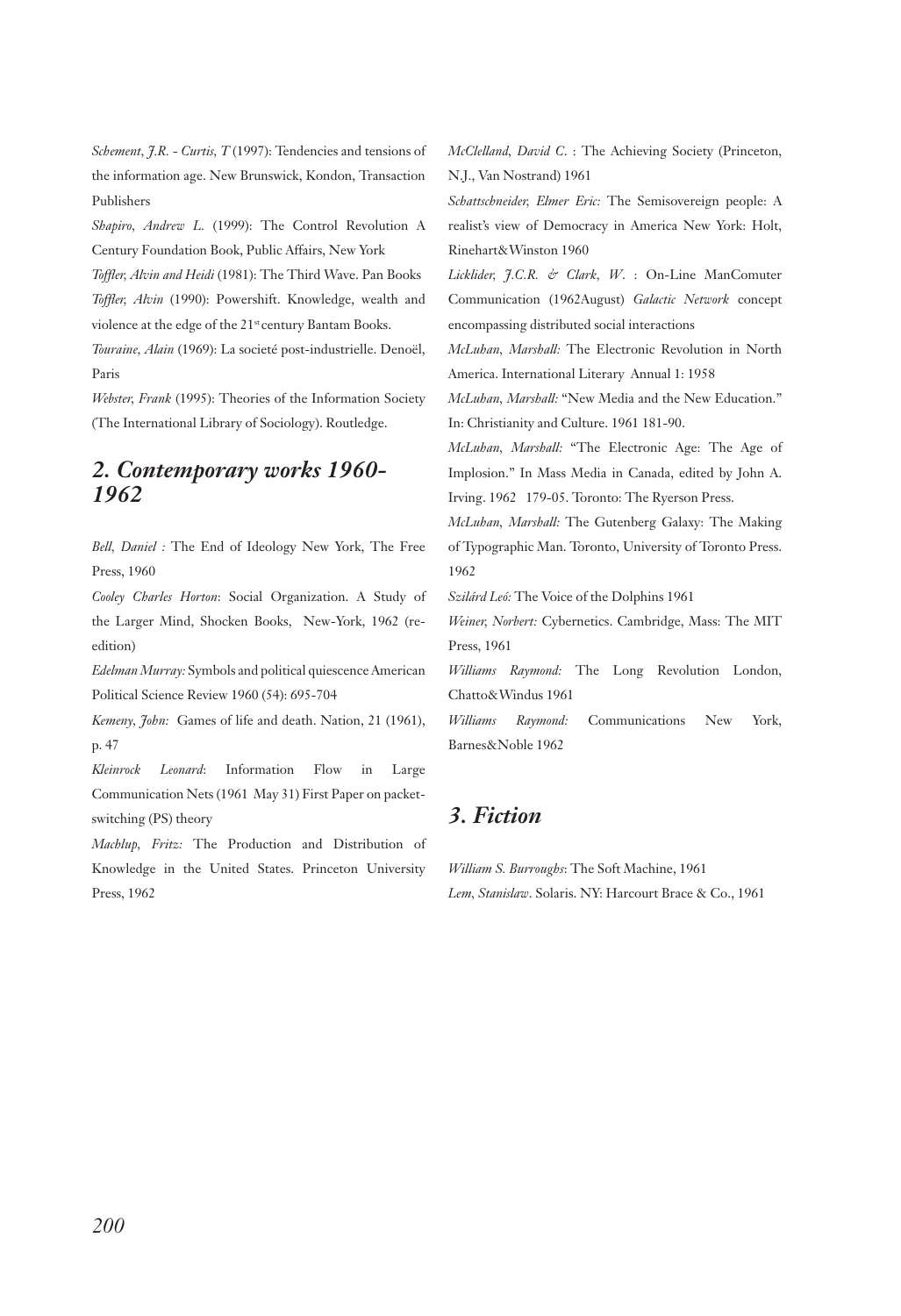*Schement, J.R. - Curtis, T* (1997): Tendencies and tensions of the information age. New Brunswick, Kondon, Transaction Publishers

*Shapiro, Andrew L.* (1999): The Control Revolution A Century Foundation Book, Public Affairs, New York

*Toffler, Alvin and Heidi* (1981): The Third Wave. Pan Books

*Toffler, Alvin* (1990): Powershift. Knowledge, wealth and violence at the edge of the 21st century Bantam Books.

*Touraine, Alain* (1969): La societé post-industrielle. Denoël, Paris

*Webster, Frank* (1995): Theories of the Information Society (The International Library of Sociology). Routledge.

## 2. Contemporary works 1960-1962

*Bell, Daniel :* The End of Ideology New York, The Free Press, 1960

*Cooley Charles Horton*: Social Organization. A Study of the Larger Mind, Shocken Books, New-York, 1962 (re-edition)

*Edelman Murray:* Symbols and political quiescence American Political Science Review 1960 (54): 695-704

*Kemeny, John:* Games of life and death. Nation, 21 (1961), p. 47

*Kleinrock Leonard*: Information Flow in Large Communication Nets (1961 May 31) First Paper on packet-switching (PS) theory

*Machlup, Fritz:* The Production and Distribution of Knowledge in the United States. Princeton University Press, 1962

*McClelland, David C.* : The Achieving Society (Princeton, N.J., Van Nostrand) 1961

*Schattschneider, Elmer Eric:* The Semisovereign people: A realist's view of Democracy in America New York: Holt, Rinehart&Winston 1960

*Licklider, J.C.R. & Clark, W.* : On-Line ManComuter Communication (1962August) *Galactic Network* concept encompassing distributed social interactions

*McLuhan, Marshall:* The Electronic Revolution in North America. International Literary Annual 1: 1958

*McLuhan, Marshall:* "New Media and the New Education." In: Christianity and Culture. 1961 181-90.

*McLuhan, Marshall:* "The Electronic Age: The Age of Implosion." In Mass Media in Canada, edited by John A. Irving. 1962 179-05. Toronto: The Ryerson Press.

*McLuhan, Marshall:* The Gutenberg Galaxy: The Making of Typographic Man. Toronto, University of Toronto Press. 1962

*Szilárd Leó:* The Voice of the Dolphins 1961

*Weiner, Norbert:* Cybernetics. Cambridge, Mass: The MIT Press, 1961

*Williams Raymond:* The Long Revolution London, Chatto&Windus 1961

*Williams Raymond:* Communications New York, Barnes&Noble 1962

## 3. Fiction

*William S. Burroughs*: The Soft Machine, 1961

*Lem, Stanislaw*. Solaris. NY: Harcourt Brace & Co., 1961